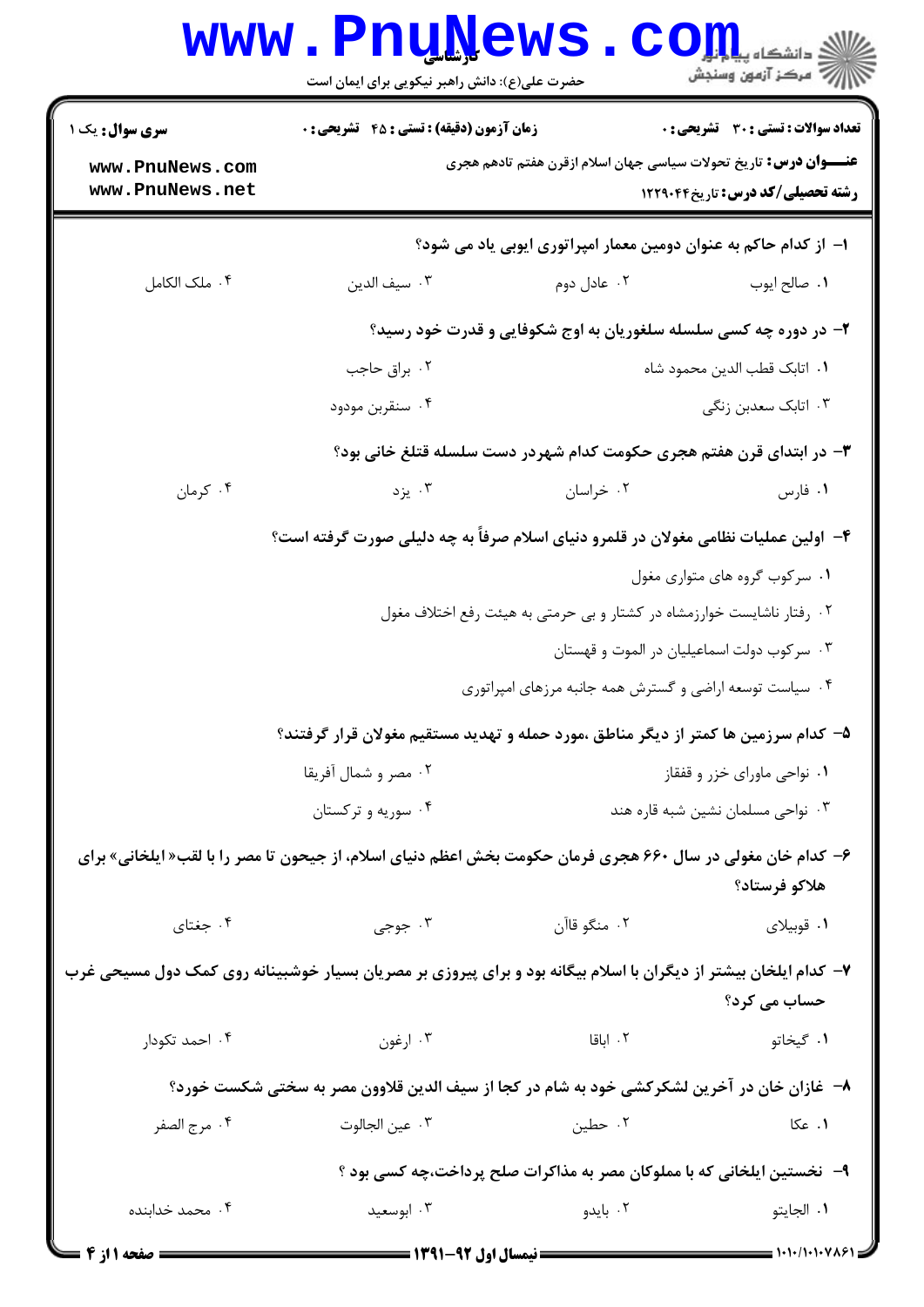کارشناسی

حضرت علی(ع): دانش راهبر نیکویی برای ایمان است

دانشگاه پیام نور
مرکز آزمون وسنجش

**سری سوال:** یک ۱

**زمان آزمون (دقیقه) : تستی : ۴۵ تشریحی : ۰**

**تعداد سوالات : تستی : ۳۰ تشریحی : ۰**

**عنـــوان درس:** تاریخ تحولات سیاسی جهان اسلام ازقرن هفتم تادهم هجری

**رشته تحصیلی/کد درس:** تاریخ۱۲۲۹۰۴۴

۱- از کدام حاکم به عنوان دومین معمار امپراتوری ایوبی یاد می شود؟

۱. صالح ایوب
۲. عادل دوم
۳. سیف الدین
۴. ملک الکامل

۲- در دوره چه کسی سلسله سلغوریان به اوج شکوفایی و قدرت خود رسید؟

۱. اتابک قطب الدین محمود شاه
۲. براق حاجب
۳. اتابک سعدبن زنگی
۴. سنقربن مودود

۳- در ابتدای قرن هفتم هجری حکومت کدام شهردر دست سلسله قتلغ خانی بود؟

۱. فارس
۲. خراسان
۳. یزد
۴. کرمان

۴- اولین عملیات نظامی مغولان در قلمرو دنیای اسلام صرفاً به چه دلیلی صورت گرفته است؟

۱. سرکوب گروه های متواری مغول
۲. رفتار ناشایست خوارزمشاه در کشتار و بی حرمتی به هیئت رفع اختلاف مغول
۳. سرکوب دولت اسماعیلیان در الموت و قهستان
۴. سیاست توسعه اراضی و گسترش همه جانبه مرزهای امپراتوری

۵- کدام سرزمین ها کمتر از دیگر مناطق ،مورد حمله و تهدید مستقیم مغولان قرار گرفتند؟

۱. نواحی ماورای خزر و قفقاز
۲. مصر و شمال آفریقا
۳. نواحی مسلمان نشین شبه قاره هند
۴. سوریه و ترکستان

۶- کدام خان مغولی در سال ۶۶۰ هجری فرمان حکومت بخش اعظم دنیای اسلام، از جیحون تا مصر را با لقب« ایلخانی» برای هلاکو فرستاد؟

۱. قوبیلای
۲. منگو قاآن
۳. جوجی
۴. جغتای

۷- کدام ایلخان بیشتر از دیگران با اسلام بیگانه بود و برای پیروزی بر مصریان بسیار خوشبینانه روی کمک دول مسیحی غرب حساب می کرد؟

۱. گیخاتو
۲. اباقا
۳. ارغون
۴. احمد تکودار

۸- غازان خان در آخرین لشکرکشی خود به شام در کجا از سیف الدین قلاوون مصر به سختی شکست خورد؟

۱. عکا
۲. حطین
۳. عین الجالوت
۴. مرج الصفر

۹- نخستین ایلخانی که با مملوکان مصر به مذاکرات صلح پرداخت،چه کسی بود ؟

۱. الجایتو
۲. بایدو
۳. ابوسعید
۴. محمد خدابنده

نیمسال اول ۹۲-۱۳۹۱

۱۰۱۰/۱۰۱۰۷۸۶۱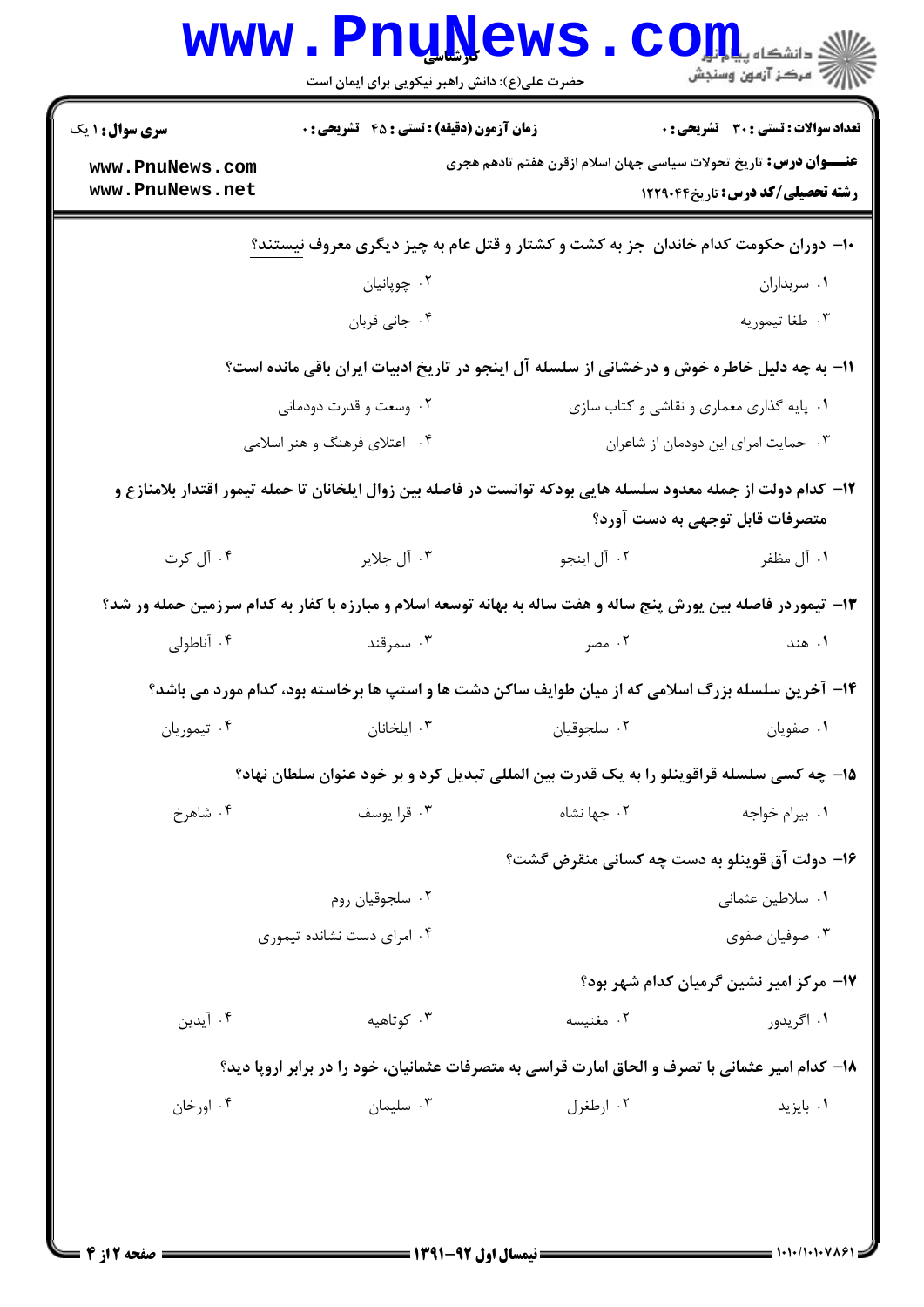**سری سوال:** ۱ یک

**زمان آزمون (دقیقه) : تستی : ۴۵ تشریحی : ۰**

**تعداد سوالات : تستی : ۳۰ تشریحی : ۰**

**عنـــوان درس:** تاریخ تحولات سیاسی جهان اسلام ازقرن هفتم تادهم هجری

**رشته تحصیلی/کد درس:** تاریخ ۱۲۲۹۰۴۴

**۱۰- دوران حکومت کدام خاندان جز به کشت و کشتار و قتل عام به چیز دیگری معروف نیستند؟**

۱. سربداران
۲. چوپانیان
۳. طغا تیموریه
۴. جانی قربان

**۱۱- به چه دلیل خاطره خوش و درخشانی از سلسله آل اینجو در تاریخ ادبیات ایران باقی مانده است؟**

۱. پایه گذاری معماری و نقاشی و کتاب سازی
۲. وسعت و قدرت دودمانی
۳. حمایت امرای این دودمان از شاعران
۴. اعتلای فرهنگ و هنر اسلامی

**۱۲- کدام دولت از جمله معدود سلسله هایی بودکه توانست در فاصله بین زوال ایلخانان تا حمله تیمور اقتدار بلامنازع و متصرفات قابل توجهی به دست آورد؟**

۱. آل مظفر
۲. آل اینجو
۳. آل جلایر
۴. آل کرت

**۱۳- تیموردر فاصله بین یورش پنج ساله و هفت ساله به بهانه توسعه اسلام و مبارزه با کفار به کدام سرزمین حمله ور شد؟**

۱. هند
۲. مصر
۳. سمرقند
۴. آناطولی

**۱۴- آخرین سلسله بزرگ اسلامی که از میان طوایف ساکن دشت ها و استپ ها برخاسته بود، کدام مورد می باشد؟**

۱. صفویان
۲. سلجوقیان
۳. ایلخانان
۴. تیموریان

**۱۵- چه کسی سلسله قراقوینلو را به یک قدرت بین المللی تبدیل کرد و بر خود عنوان سلطان نهاد؟**

۱. بیرام خواجه
۲. جها نشاه
۳. قرا یوسف
۴. شاهرخ

**۱۶- دولت آق قوینلو به دست چه کسانی منقرض گشت؟**

۱. سلاطین عثمانی
۲. سلجوقیان روم
۳. صوفیان صفوی
۴. امرای دست نشانده تیموری

**۱۷- مرکز امیر نشین گرمیان کدام شهر بود؟**

۱. اگریدور
۲. مغنیسه
۳. کوتاهیه
۴. آیدین

**۱۸- کدام امیر عثمانی با تصرف و الحاق امارت قراسی به متصرفات عثمانیان، خود را در برابر اروپا دید؟**

۱. بایزید
۲. ارطغرل
۳. سلیمان
۴. اورخان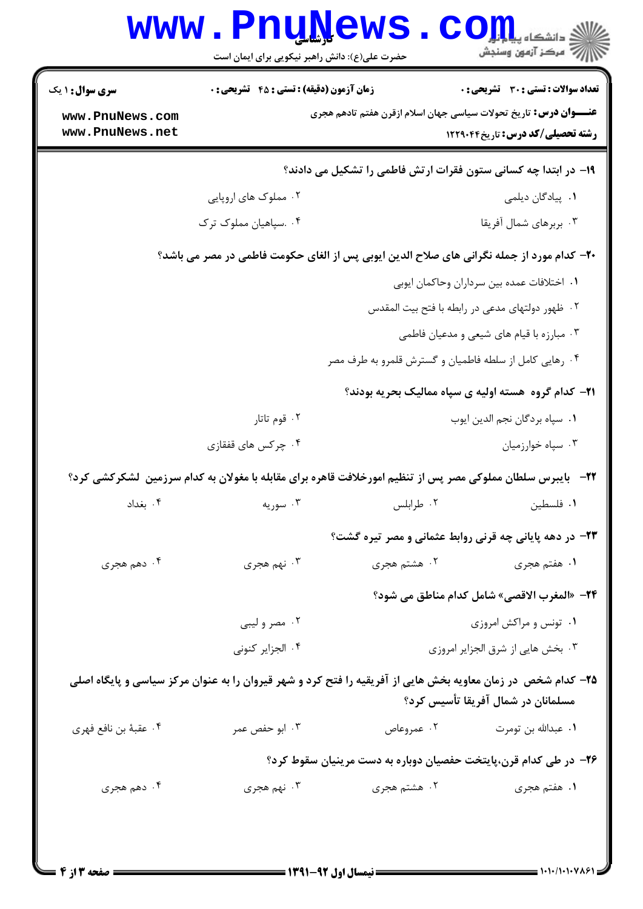**سری سوال:** ۱ یک | **زمان آزمون (دقیقه):** تستی : ۴۵ تشریحی : ۰ | **تعداد سوالات:** تستی : ۳۰ تشریحی : ۰

**عنـــوان درس:** تاریخ تحولات سیاسی جهان اسلام ازقرن هفتم تادهم هجری

**رشته تحصیلی/کد درس:** تاریخ۱۲۲۹۰۴۴

**۱۹-** در ابتدا چه کسانی ستون فقرات ارتش فاطمی را تشکیل می دادند؟

۱. پیادگان دیلمی
۲. مملوک های اروپایی
۳. بربرهای شمال آفریقا
۴. .سپاهیان مملوک ترک

**۲۰-** کدام مورد از جمله نگرانی های صلاح الدین ایوبی پس از الغای حکومت فاطمی در مصر می باشد؟

۱. اختلافات عمده بین سرداران وحاکمان ایوبی
۲. ظهور دولتهای مدعی در رابطه با فتح بیت المقدس
۳. مبارزه با قیام های شیعی و مدعیان فاطمی
۴. رهایی کامل از سلطه فاطمیان و گسترش قلمرو به طرف مصر

**۲۱-** کدام گروه هسته اولیه ی سپاه ممالیک بحریه بودند؟

۱. سپاه بردگان نجم الدین ایوب
۲. قوم تاتار
۳. سپاه خوارزمیان
۴. چرکس های قفقازی

**۲۲-** بایبرس سلطان مملوکی مصر پس از تنظیم امورخلافت قاهره برای مقابله با مغولان به کدام سرزمین لشکرکشی کرد؟

۱. فلسطین
۲. طرابلس
۳. سوریه
۴. بغداد

**۲۳-** در دهه پایانی چه قرنی روابط عثمانی و مصر تیره گشت؟

۱. هفتم هجری
۲. هشتم هجری
۳. نهم هجری
۴. دهم هجری

**۲۴-** «المغرب الاقصی» شامل کدام مناطق می شود؟

۱. تونس و مراکش امروزی
۲. مصر و لیبی
۳. بخش هایی از شرق الجزایر امروزی
۴. الجزایر کنونی

**۲۵-** کدام شخص در زمان معاویه بخش هایی از آفریقیه را فتح کرد و شهر قیروان را به عنوان مرکز سیاسی و پایگاه اصلی مسلمانان در شمال آفریقا تأسیس کرد؟

۱. عبدالله بن تومرت
۲. عمروعاص
۳. ابو حفص عمر
۴. عقبهٔ بن نافع فهری

**۲۶-** در طی کدام قرن،پایتخت حفصیان دوباره به دست مرینیان سقوط کرد؟

۱. هفتم هجری
۲. هشتم هجری
۳. نهم هجری
۴. دهم هجری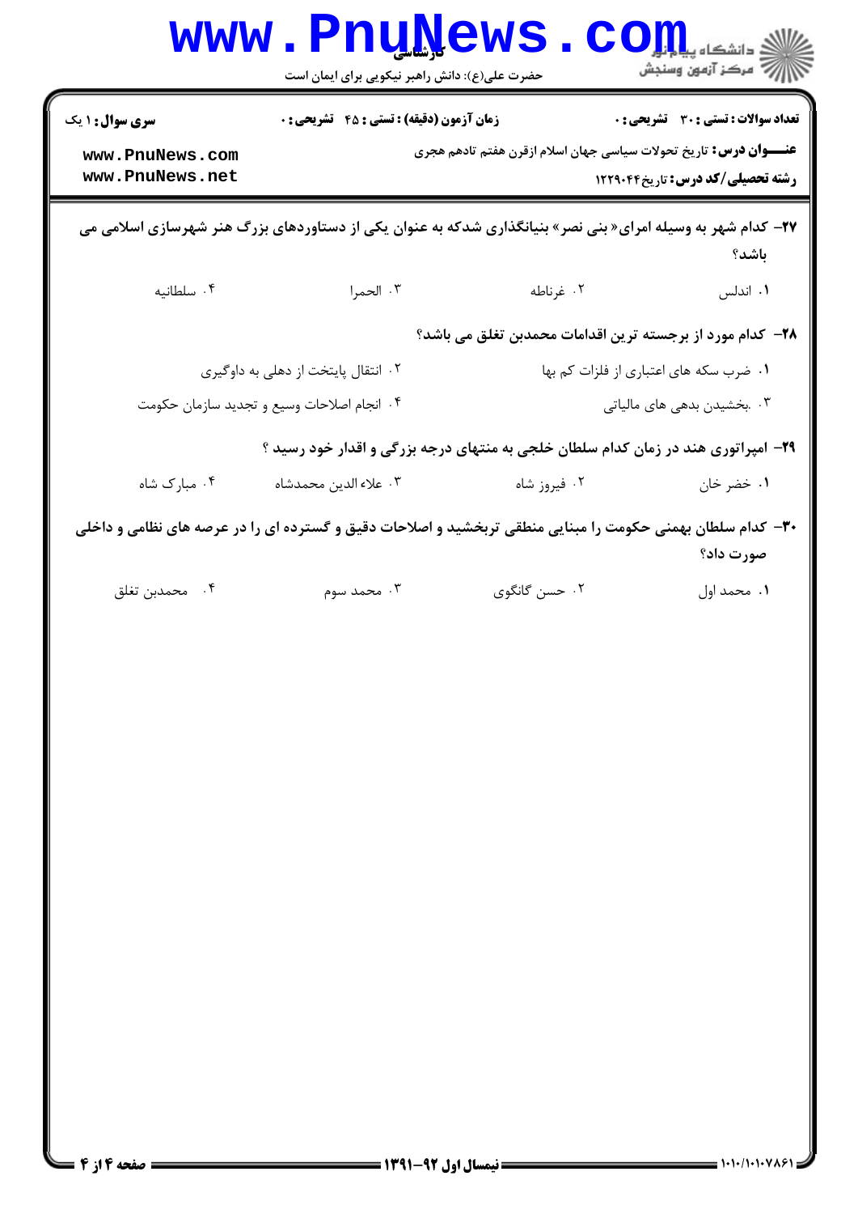۲۷- کدام شهر به وسیله امرای« بنی نصر» بنیانگذاری شدکه به عنوان یکی از دستاوردهای بزرگ هنر شهرسازی اسلامی می باشد؟

۱. اندلس
۲. غرناطه
۳. الحمرا
۴. سلطانیه

۲۸- کدام مورد از برجسته ترین اقدامات محمدبن تغلق می باشد؟

۱. ضرب سکه های اعتباری از فلزات کم بها
۲. انتقال پایتخت از دهلی به داوگیری
۳. .بخشیدن بدهی های مالیاتی
۴. انجام اصلاحات وسیع و تجدید سازمان حکومت

۲۹- امپراتوری هند در زمان کدام سلطان خلجی به منتهای درجه بزرگی و اقدار خود رسید ؟

۱. خضر خان
۲. فیروز شاه
۳. علاء الدین محمدشاه
۴. مبارک شاه

۳۰- کدام سلطان بهمنی حکومت را مبنایی منطقی تربخشید و اصلاحات دقیق و گسترده ای را در عرصه های نظامی و داخلی صورت داد؟

۱. محمد اول
۲. حسن گانگوی
۳. محمد سوم
۴. محمدبن تغلق